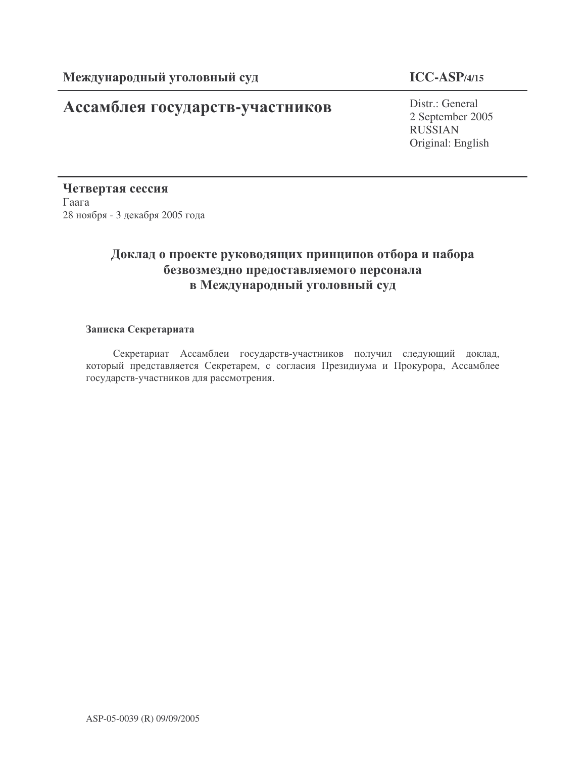**Международный уголовный суд** | **ICC-ASP/4/15**

# Ассамблея государств-участников

Distr.: General
2 September 2005
RUSSIAN
Original: English

**Четвертая сессия**
Гаага
28 ноября - 3 декабря 2005 года

## Доклад о проекте руководящих принципов отбора и набора безвозмездно предоставляемого персонала в Международный уголовный суд

### Записка Секретариата

Секретариат Ассамблеи государств-участников получил следующий доклад, который представляется Секретарем, с согласия Президиума и Прокурора, Ассамблее государств-участников для рассмотрения.

ASP-05-0039 (R) 09/09/2005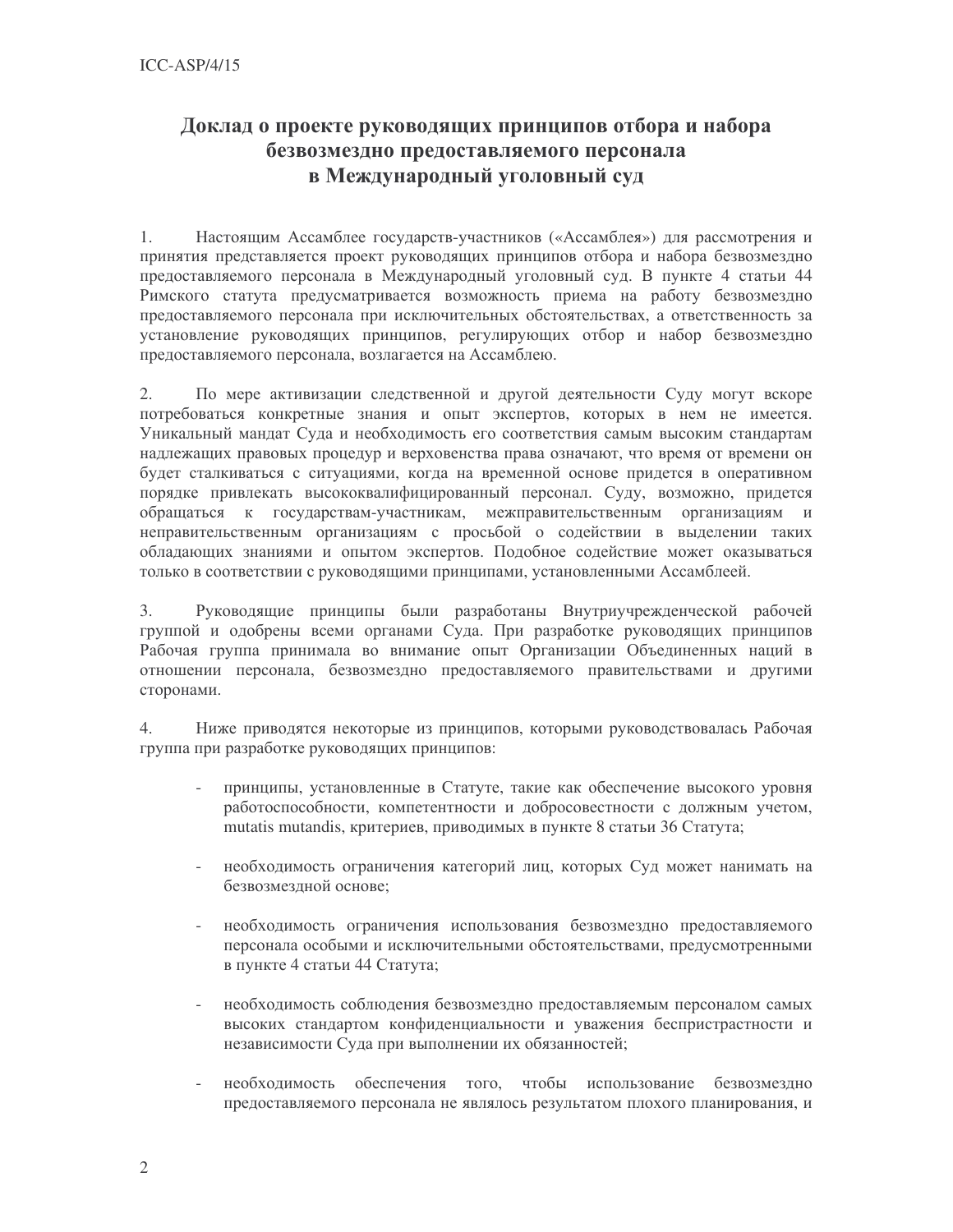# Доклад о проекте руководящих принципов отбора и набора безвозмездно предоставляемого персонала в Международный уголовный суд

1. Настоящим Ассамблее государств-участников («Ассамблея») для рассмотрения и принятия представляется проект руководящих принципов отбора и набора безвозмездно предоставляемого персонала в Международный уголовный суд. В пункте 4 статьи 44 Римского статута предусматривается возможность приема на работу безвозмездно предоставляемого персонала при исключительных обстоятельствах, а ответственность за установление руководящих принципов, регулирующих отбор и набор безвозмездно предоставляемого персонала, возлагается на Ассамблею.

2. По мере активизации следственной и другой деятельности Суду могут вскоре потребоваться конкретные знания и опыт экспертов, которых в нем не имеется. Уникальный мандат Суда и необходимость его соответствия самым высоким стандартам надлежащих правовых процедур и верховенства права означают, что время от времени он будет сталкиваться с ситуациями, когда на временной основе придется в оперативном порядке привлекать высококвалифицированный персонал. Суду, возможно, придется обращаться к государствам-участникам, межправительственным организациям и неправительственным организациям с просьбой о содействии в выделении таких обладающих знаниями и опытом экспертов. Подобное содействие может оказываться только в соответствии с руководящими принципами, установленными Ассамблеей.

3. Руководящие принципы были разработаны Внутриучрежденческой рабочей группой и одобрены всеми органами Суда. При разработке руководящих принципов Рабочая группа принимала во внимание опыт Организации Объединенных наций в отношении персонала, безвозмездно предоставляемого правительствами и другими сторонами.

4. Ниже приводятся некоторые из принципов, которыми руководствовалась Рабочая группа при разработке руководящих принципов:

- принципы, установленные в Статуте, такие как обеспечение высокого уровня работоспособности, компетентности и добросовестности с должным учетом, mutatis mutandis, критериев, приводимых в пункте 8 статьи 36 Статута;

- необходимость ограничения категорий лиц, которых Суд может нанимать на безвозмездной основе;

- необходимость ограничения использования безвозмездно предоставляемого персонала особыми и исключительными обстоятельствами, предусмотренными в пункте 4 статьи 44 Статута;

- необходимость соблюдения безвозмездно предоставляемым персоналом самых высоких стандартом конфиденциальности и уважения беспристрастности и независимости Суда при выполнении их обязанностей;

- необходимость обеспечения того, чтобы использование безвозмездно предоставляемого персонала не являлось результатом плохого планирования, и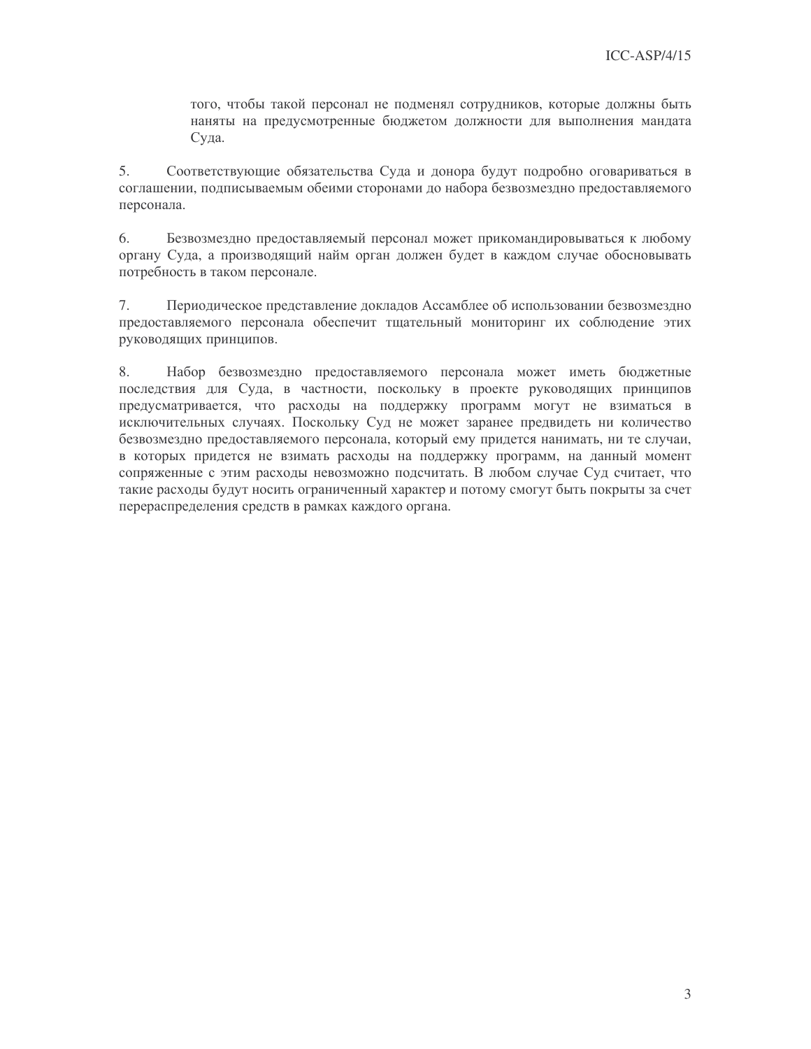того, чтобы такой персонал не подменял сотрудников, которые должны быть наняты на предусмотренные бюджетом должности для выполнения мандата Суда.

5. Соответствующие обязательства Суда и донора будут подробно оговариваться в соглашении, подписываемым обеими сторонами до набора безвозмездно предоставляемого персонала.

6. Безвозмездно предоставляемый персонал может прикомандировываться к любому органу Суда, а производящий найм орган должен будет в каждом случае обосновывать потребность в таком персонале.

7. Периодическое представление докладов Ассамблее об использовании безвозмездно предоставляемого персонала обеспечит тщательный мониторинг их соблюдение этих руководящих принципов.

8. Набор безвозмездно предоставляемого персонала может иметь бюджетные последствия для Суда, в частности, поскольку в проекте руководящих принципов предусматривается, что расходы на поддержку программ могут не взиматься в исключительных случаях. Поскольку Суд не может заранее предвидеть ни количество безвозмездно предоставляемого персонала, который ему придется нанимать, ни те случаи, в которых придется не взимать расходы на поддержку программ, на данный момент сопряженные с этим расходы невозможно подсчитать. В любом случае Суд считает, что такие расходы будут носить ограниченный характер и потому смогут быть покрыты за счет перераспределения средств в рамках каждого органа.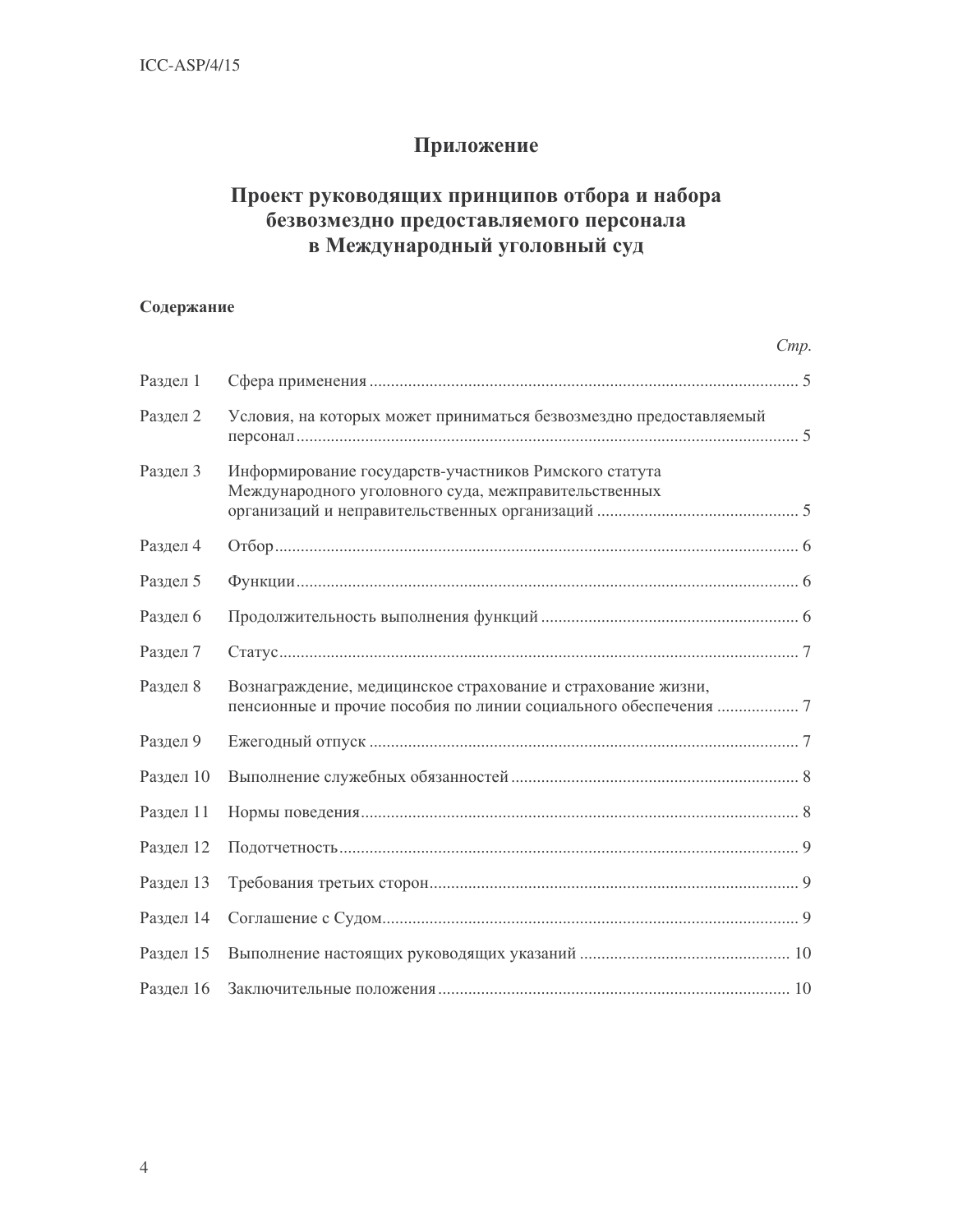# Приложение

## Проект руководящих принципов отбора и набора безвозмездно предоставляемого персонала в Международный уголовный суд

### Содержание

| | | *Стр.* |
|---|---|---|
| Раздел 1 | Сфера применения | 5 |
| Раздел 2 | Условия, на которых может приниматься безвозмездно предоставляемый персонал | 5 |
| Раздел 3 | Информирование государств-участников Римского статута Международного уголовного суда, межправительственных организаций и неправительственных организаций | 5 |
| Раздел 4 | Отбор | 6 |
| Раздел 5 | Функции | 6 |
| Раздел 6 | Продолжительность выполнения функций | 6 |
| Раздел 7 | Статус | 7 |
| Раздел 8 | Вознаграждение, медицинское страхование и страхование жизни, пенсионные и прочие пособия по линии социального обеспечения | 7 |
| Раздел 9 | Ежегодный отпуск | 7 |
| Раздел 10 | Выполнение служебных обязанностей | 8 |
| Раздел 11 | Нормы поведения | 8 |
| Раздел 12 | Подотчетность | 9 |
| Раздел 13 | Требования третьих сторон | 9 |
| Раздел 14 | Соглашение с Судом | 9 |
| Раздел 15 | Выполнение настоящих руководящих указаний | 10 |
| Раздел 16 | Заключительные положения | 10 |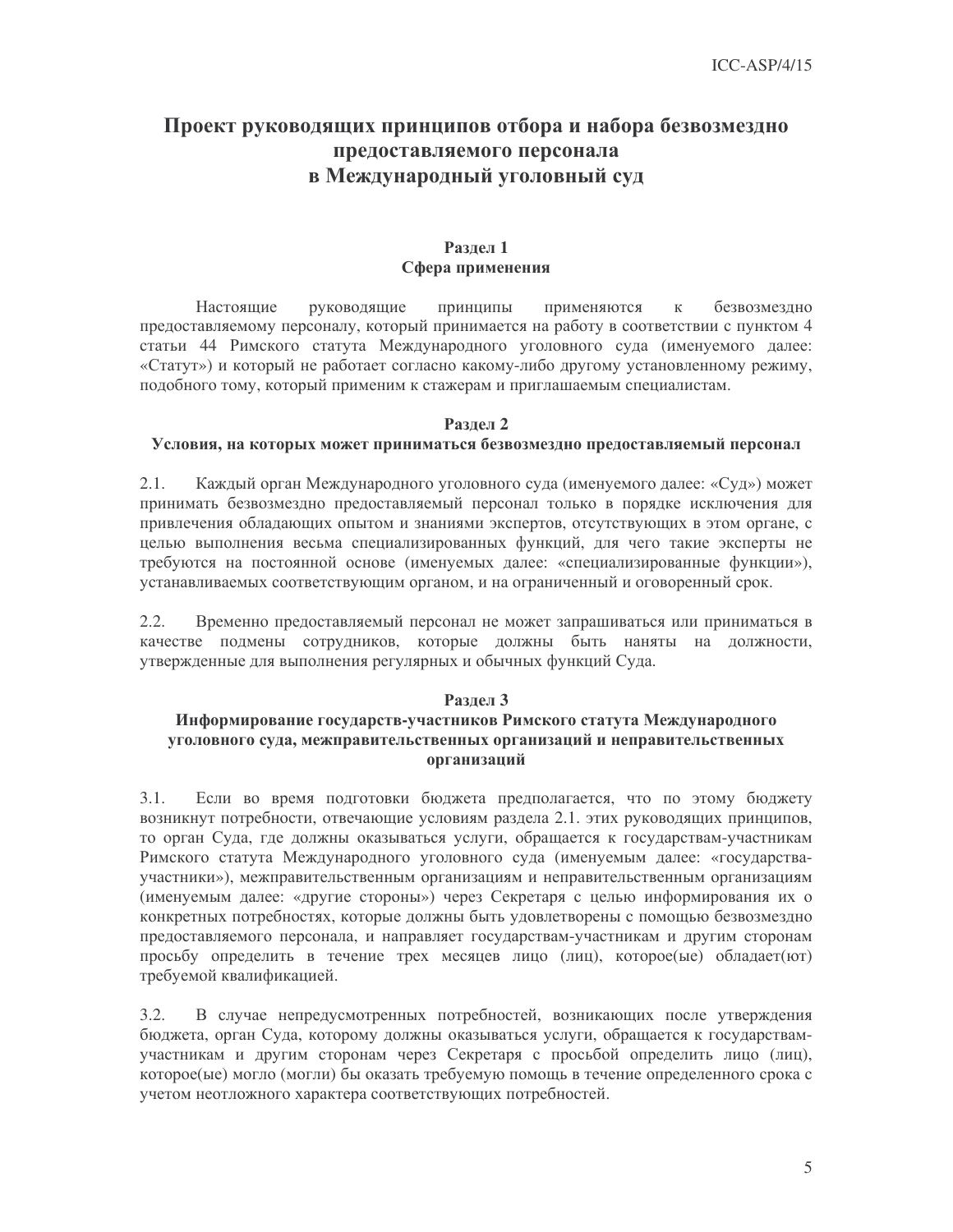# Проект руководящих принципов отбора и набора безвозмездно предоставляемого персонала в Международный уголовный суд

## Раздел 1
## Сфера применения

Настоящие руководящие принципы применяются к безвозмездно предоставляемому персоналу, который принимается на работу в соответствии с пунктом 4 статьи 44 Римского статута Международного уголовного суда (именуемого далее: «Статут») и который не работает согласно какому-либо другому установленному режиму, подобного тому, который применим к стажерам и приглашаемым специалистам.

## Раздел 2
## Условия, на которых может приниматься безвозмездно предоставляемый персонал

2.1. Каждый орган Международного уголовного суда (именуемого далее: «Суд») может принимать безвозмездно предоставляемый персонал только в порядке исключения для привлечения обладающих опытом и знаниями экспертов, отсутствующих в этом органе, с целью выполнения весьма специализированных функций, для чего такие эксперты не требуются на постоянной основе (именуемых далее: «специализированные функции»), устанавливаемых соответствующим органом, и на ограниченный и оговоренный срок.

2.2. Временно предоставляемый персонал не может запрашиваться или приниматься в качестве подмены сотрудников, которые должны быть наняты на должности, утвержденные для выполнения регулярных и обычных функций Суда.

## Раздел 3
## Информирование государств-участников Римского статута Международного уголовного суда, межправительственных организаций и неправительственных организаций

3.1. Если во время подготовки бюджета предполагается, что по этому бюджету возникнут потребности, отвечающие условиям раздела 2.1. этих руководящих принципов, то орган Суда, где должны оказываться услуги, обращается к государствам-участникам Римского статута Международного уголовного суда (именуемым далее: «государства-участники»), межправительственным организациям и неправительственным организациям (именуемым далее: «другие стороны») через Секретаря с целью информирования их о конкретных потребностях, которые должны быть удовлетворены с помощью безвозмездно предоставляемого персонала, и направляет государствам-участникам и другим сторонам просьбу определить в течение трех месяцев лицо (лиц), которое(ые) обладает(ют) требуемой квалификацией.

3.2. В случае непредусмотренных потребностей, возникающих после утверждения бюджета, орган Суда, которому должны оказываться услуги, обращается к государствам-участникам и другим сторонам через Секретаря с просьбой определить лицо (лиц), которое(ые) могло (могли) бы оказать требуемую помощь в течение определенного срока с учетом неотложного характера соответствующих потребностей.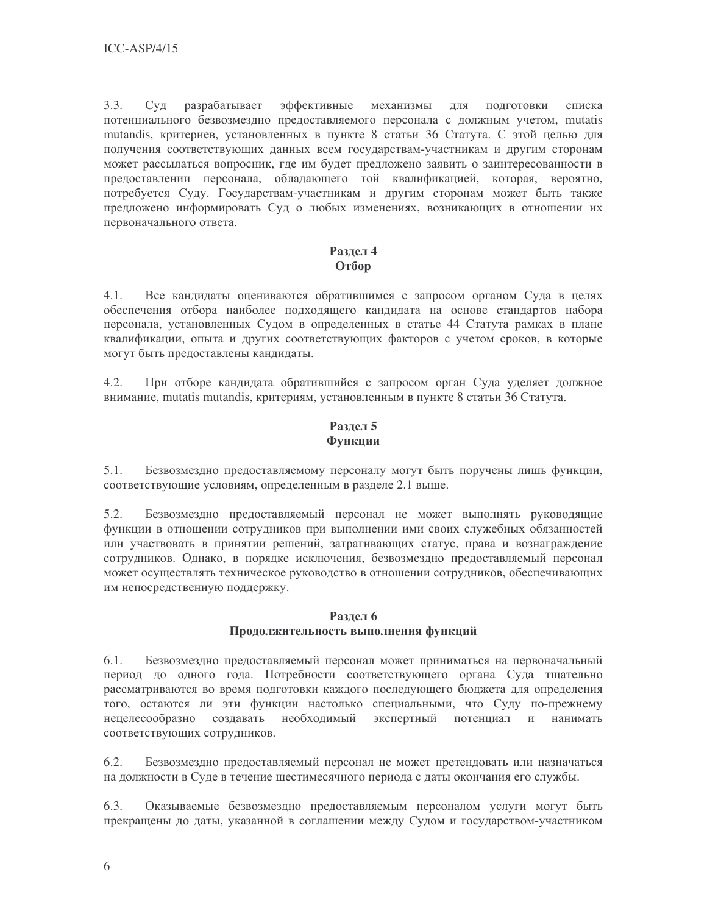3.3. Суд разрабатывает эффективные механизмы для подготовки списка потенциального безвозмездно предоставляемого персонала с должным учетом, mutatis mutandis, критериев, установленных в пункте 8 статьи 36 Статута. С этой целью для получения соответствующих данных всем государствам-участникам и другим сторонам может рассылаться вопросник, где им будет предложено заявить о заинтересованности в предоставлении персонала, обладающего той квалификацией, которая, вероятно, потребуется Суду. Государствам-участникам и другим сторонам может быть также предложено информировать Суд о любых изменениях, возникающих в отношении их первоначального ответа.

## Раздел 4
## Отбор

4.1. Все кандидаты оцениваются обратившимся с запросом органом Суда в целях обеспечения отбора наиболее подходящего кандидата на основе стандартов набора персонала, установленных Судом в определенных в статье 44 Статута рамках в плане квалификации, опыта и других соответствующих факторов с учетом сроков, в которые могут быть предоставлены кандидаты.

4.2. При отборе кандидата обратившийся с запросом орган Суда уделяет должное внимание, mutatis mutandis, критериям, установленным в пункте 8 статьи 36 Статута.

## Раздел 5
## Функции

5.1. Безвозмездно предоставляемому персоналу могут быть поручены лишь функции, соответствующие условиям, определенным в разделе 2.1 выше.

5.2. Безвозмездно предоставляемый персонал не может выполнять руководящие функции в отношении сотрудников при выполнении ими своих служебных обязанностей или участвовать в принятии решений, затрагивающих статус, права и вознаграждение сотрудников. Однако, в порядке исключения, безвозмездно предоставляемый персонал может осуществлять техническое руководство в отношении сотрудников, обеспечивающих им непосредственную поддержку.

## Раздел 6
## Продолжительность выполнения функций

6.1. Безвозмездно предоставляемый персонал может приниматься на первоначальный период до одного года. Потребности соответствующего органа Суда тщательно рассматриваются во время подготовки каждого последующего бюджета для определения того, остаются ли эти функции настолько специальными, что Суду по-прежнему нецелесообразно создавать необходимый экспертный потенциал и нанимать соответствующих сотрудников.

6.2. Безвозмездно предоставляемый персонал не может претендовать или назначаться на должности в Суде в течение шестимесячного периода с даты окончания его службы.

6.3. Оказываемые безвозмездно предоставляемым персоналом услуги могут быть прекращены до даты, указанной в соглашении между Судом и государством-участником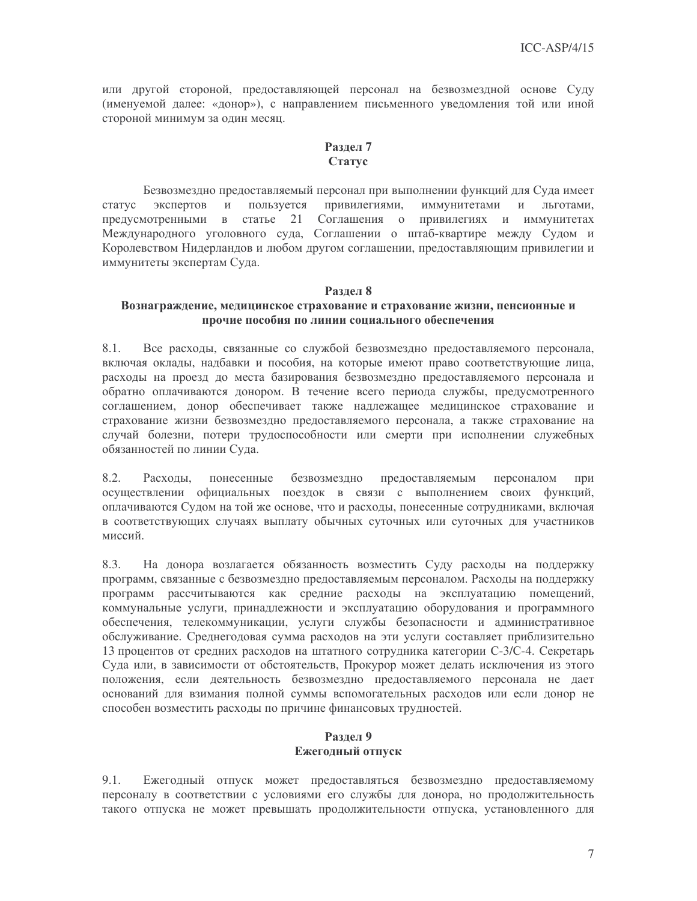или другой стороной, предоставляющей персонал на безвозмездной основе Суду (именуемой далее: «донор»), с направлением письменного уведомления той или иной стороной минимум за один месяц.

## Раздел 7
## Статус

Безвозмездно предоставляемый персонал при выполнении функций для Суда имеет статус экспертов и пользуется привилегиями, иммунитетами и льготами, предусмотренными в статье 21 Соглашения о привилегиях и иммунитетах Международного уголовного суда, Соглашении о штаб-квартире между Судом и Королевством Нидерландов и любом другом соглашении, предоставляющим привилегии и иммунитеты экспертам Суда.

## Раздел 8
## Вознаграждение, медицинское страхование и страхование жизни, пенсионные и прочие пособия по линии социального обеспечения

8.1. Все расходы, связанные со службой безвозмездно предоставляемого персонала, включая оклады, надбавки и пособия, на которые имеют право соответствующие лица, расходы на проезд до места базирования безвозмездно предоставляемого персонала и обратно оплачиваются донором. В течение всего периода службы, предусмотренного соглашением, донор обеспечивает также надлежащее медицинское страхование и страхование жизни безвозмездно предоставляемого персонала, а также страхование на случай болезни, потери трудоспособности или смерти при исполнении служебных обязанностей по линии Суда.

8.2. Расходы, понесенные безвозмездно предоставляемым персоналом при осуществлении официальных поездок в связи с выполнением своих функций, оплачиваются Судом на той же основе, что и расходы, понесенные сотрудниками, включая в соответствующих случаях выплату обычных суточных или суточных для участников миссий.

8.3. На донора возлагается обязанность возместить Суду расходы на поддержку программ, связанные с безвозмездно предоставляемым персоналом. Расходы на поддержку программ рассчитываются как средние расходы на эксплуатацию помещений, коммунальные услуги, принадлежности и эксплуатацию оборудования и программного обеспечения, телекоммуникации, услуги службы безопасности и административное обслуживание. Среднегодовая сумма расходов на эти услуги составляет приблизительно 13 процентов от средних расходов на штатного сотрудника категории С-3/С-4. Секретарь Суда или, в зависимости от обстоятельств, Прокурор может делать исключения из этого положения, если деятельность безвозмездно предоставляемого персонала не дает оснований для взимания полной суммы вспомогательных расходов или если донор не способен возместить расходы по причине финансовых трудностей.

## Раздел 9
## Ежегодный отпуск

9.1. Ежегодный отпуск может предоставляться безвозмездно предоставляемому персоналу в соответствии с условиями его службы для донора, но продолжительность такого отпуска не может превышать продолжительности отпуска, установленного для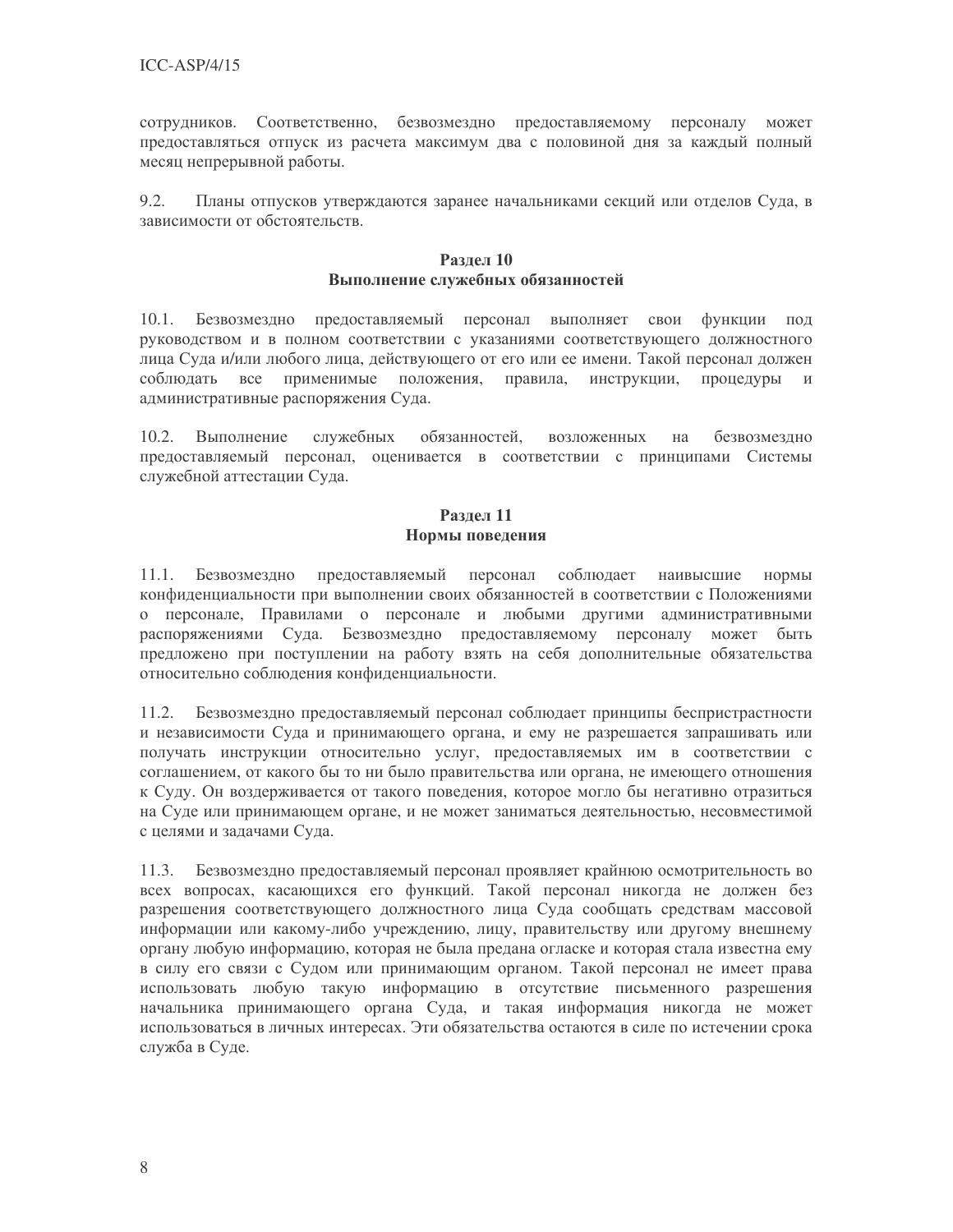сотрудников. Соответственно, безвозмездно предоставляемому персоналу может предоставляться отпуск из расчета максимум два с половиной дня за каждый полный месяц непрерывной работы.

9.2. Планы отпусков утверждаются заранее начальниками секций или отделов Суда, в зависимости от обстоятельств.

## Раздел 10
## Выполнение служебных обязанностей

10.1. Безвозмездно предоставляемый персонал выполняет свои функции под руководством и в полном соответствии с указаниями соответствующего должностного лица Суда и/или любого лица, действующего от его или ее имени. Такой персонал должен соблюдать все применимые положения, правила, инструкции, процедуры и административные распоряжения Суда.

10.2. Выполнение служебных обязанностей, возложенных на безвозмездно предоставляемый персонал, оценивается в соответствии с принципами Системы служебной аттестации Суда.

## Раздел 11
## Нормы поведения

11.1. Безвозмездно предоставляемый персонал соблюдает наивысшие нормы конфиденциальности при выполнении своих обязанностей в соответствии с Положениями о персонале, Правилами о персонале и любыми другими административными распоряжениями Суда. Безвозмездно предоставляемому персоналу может быть предложено при поступлении на работу взять на себя дополнительные обязательства относительно соблюдения конфиденциальности.

11.2. Безвозмездно предоставляемый персонал соблюдает принципы беспристрастности и независимости Суда и принимающего органа, и ему не разрешается запрашивать или получать инструкции относительно услуг, предоставляемых им в соответствии с соглашением, от какого бы то ни было правительства или органа, не имеющего отношения к Суду. Он воздерживается от такого поведения, которое могло бы негативно отразиться на Суде или принимающем органе, и не может заниматься деятельностью, несовместимой с целями и задачами Суда.

11.3. Безвозмездно предоставляемый персонал проявляет крайнюю осмотрительность во всех вопросах, касающихся его функций. Такой персонал никогда не должен без разрешения соответствующего должностного лица Суда сообщать средствам массовой информации или какому-либо учреждению, лицу, правительству или другому внешнему органу любую информацию, которая не была предана огласке и которая стала известна ему в силу его связи с Судом или принимающим органом. Такой персонал не имеет права использовать любую такую информацию в отсутствие письменного разрешения начальника принимающего органа Суда, и такая информация никогда не может использоваться в личных интересах. Эти обязательства остаются в силе по истечении срока служба в Суде.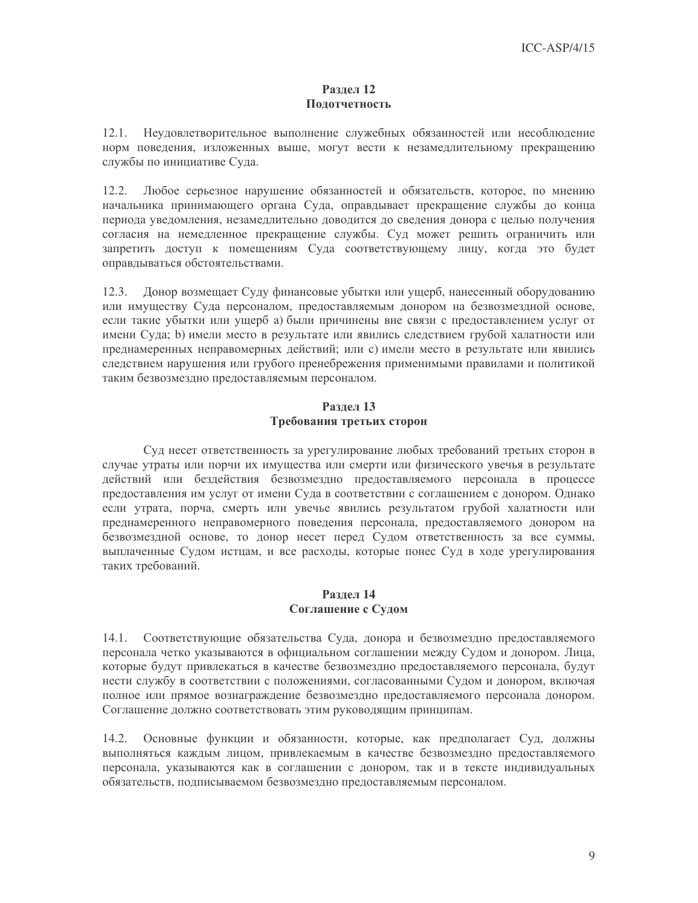### Раздел 12
### Подотчетность

12.1. Неудовлетворительное выполнение служебных обязанностей или несоблюдение норм поведения, изложенных выше, могут вести к незамедлительному прекращению службы по инициативе Суда.

12.2. Любое серьезное нарушение обязанностей и обязательств, которое, по мнению начальника принимающего органа Суда, оправдывает прекращение службы до конца периода уведомления, незамедлительно доводится до сведения донора с целью получения согласия на немедленное прекращение службы. Суд может решить ограничить или запретить доступ к помещениям Суда соответствующему лицу, когда это будет оправдываться обстоятельствами.

12.3. Донор возмещает Суду финансовые убытки или ущерб, нанесенный оборудованию или имуществу Суда персоналом, предоставляемым донором на безвозмездной основе, если такие убытки или ущерб a) были причинены вне связи с предоставлением услуг от имени Суда; b) имели место в результате или явились следствием грубой халатности или преднамеренных неправомерных действий; или c) имели место в результате или явились следствием нарушения или грубого пренебрежения применимыми правилами и политикой таким безвозмездно предоставляемым персоналом.

### Раздел 13
### Требования третьих сторон

Суд несет ответственность за урегулирование любых требований третьих сторон в случае утраты или порчи их имущества или смерти или физического увечья в результате действий или бездействия безвозмездно предоставляемого персонала в процессе предоставления им услуг от имени Суда в соответствии с соглашением с донором. Однако если утрата, порча, смерть или увечье явились результатом грубой халатности или преднамеренного неправомерного поведения персонала, предоставляемого донором на безвозмездной основе, то донор несет перед Судом ответственность за все суммы, выплаченные Судом истцам, и все расходы, которые понес Суд в ходе урегулирования таких требований.

### Раздел 14
### Соглашение с Судом

14.1. Соответствующие обязательства Суда, донора и безвозмездно предоставляемого персонала четко указываются в официальном соглашении между Судом и донором. Лица, которые будут привлекаться в качестве безвозмездно предоставляемого персонала, будут нести службу в соответствии с положениями, согласованными Судом и донором, включая полное или прямое вознаграждение безвозмездно предоставляемого персонала донором. Соглашение должно соответствовать этим руководящим принципам.

14.2. Основные функции и обязанности, которые, как предполагает Суд, должны выполняться каждым лицом, привлекаемым в качестве безвозмездно предоставляемого персонала, указываются как в соглашении с донором, так и в тексте индивидуальных обязательств, подписываемом безвозмездно предоставляемым персоналом.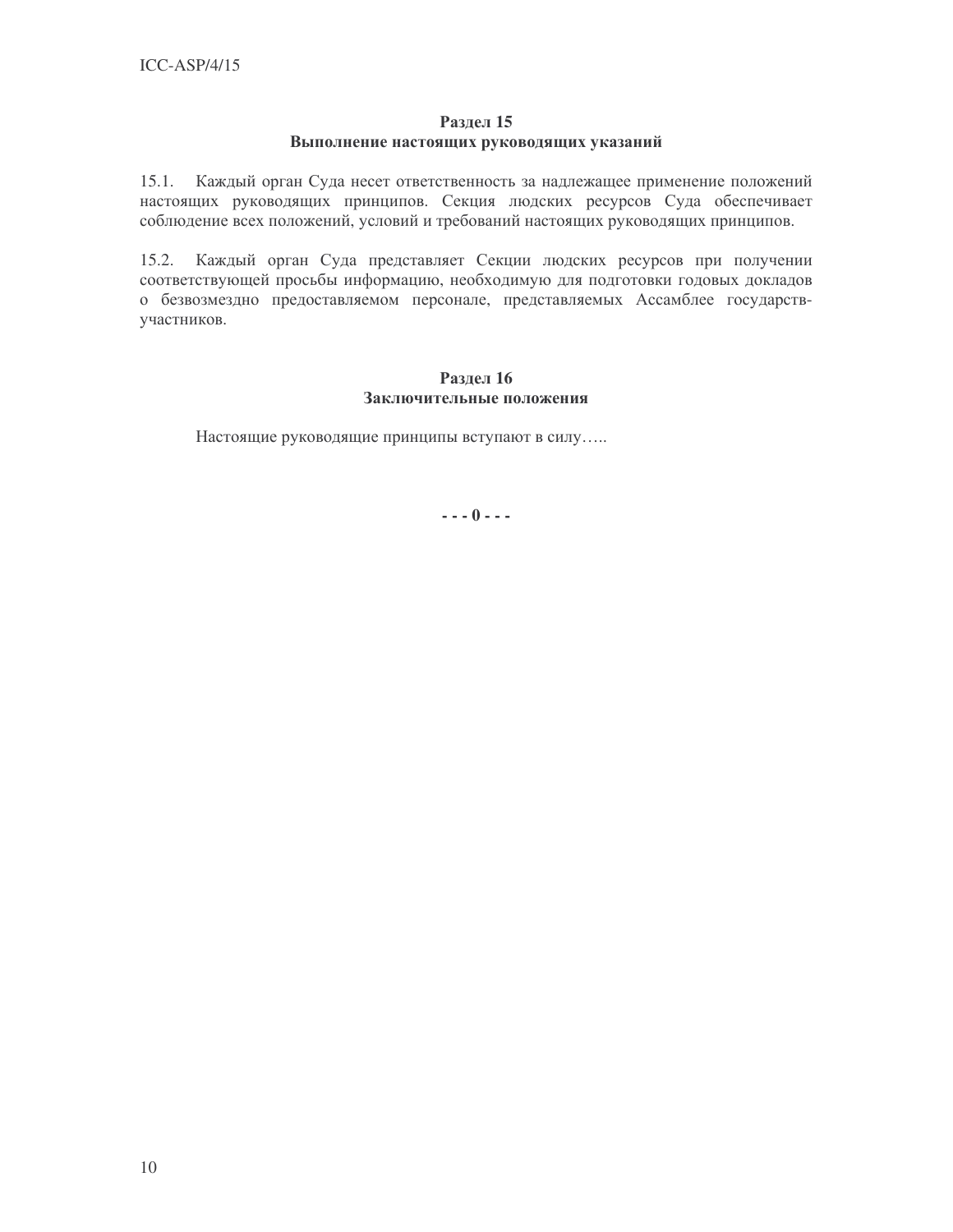## Раздел 15
## Выполнение настоящих руководящих указаний

15.1. Каждый орган Суда несет ответственность за надлежащее применение положений настоящих руководящих принципов. Секция людских ресурсов Суда обеспечивает соблюдение всех положений, условий и требований настоящих руководящих принципов.

15.2. Каждый орган Суда представляет Секции людских ресурсов при получении соответствующей просьбы информацию, необходимую для подготовки годовых докладов о безвозмездно предоставляемом персонале, представляемых Ассамблее государств-участников.

## Раздел 16
## Заключительные положения

Настоящие руководящие принципы вступают в силу…..

**- - - 0 - - -**